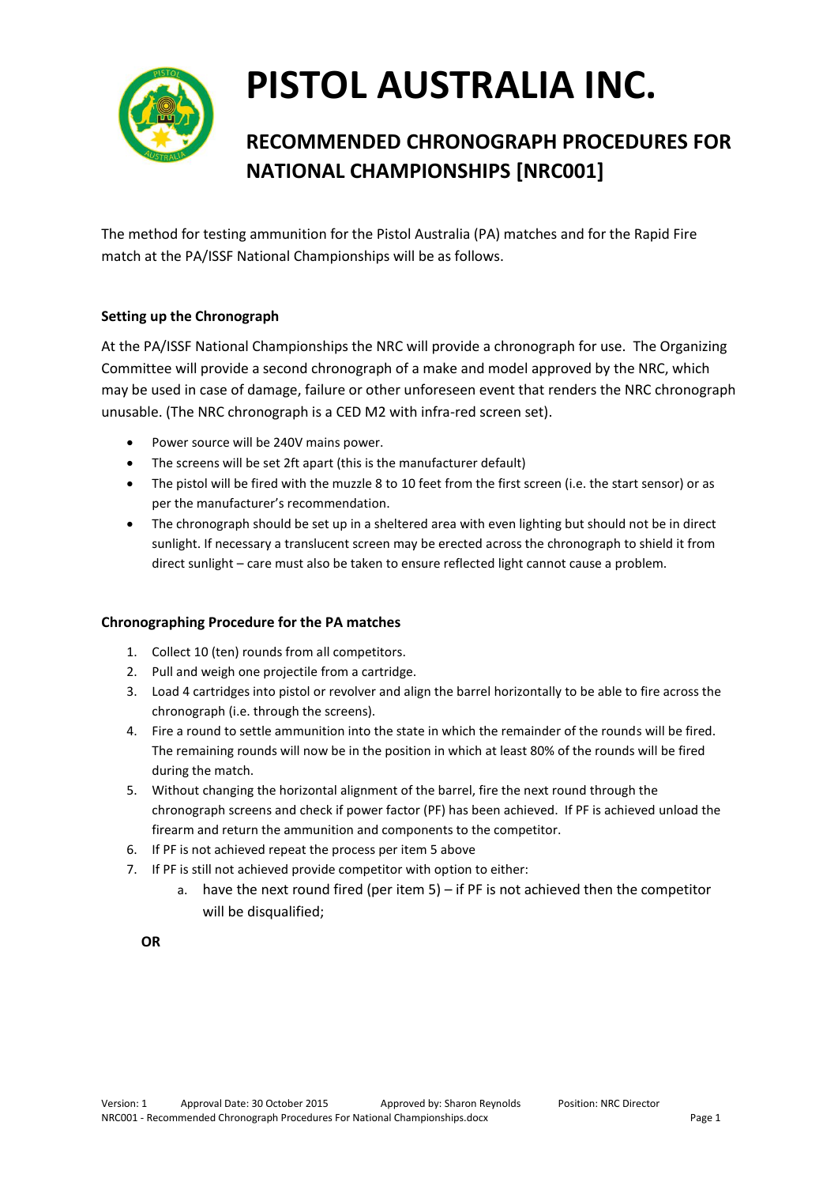# PISTOL AUSTRALIA INC.

## RECOMMENDED CHRONOGRAPH PROCEDURES FOR NATIONAL CHAMPIONSHIPS [NRC001]

The method for testing ammunition for the Pistol Australia (PA) matches and for the Rapid Fire match at the PA/ISSF National Championships will be as follows.

### Setting up the Chronograph

At the PA/ISSF National Championships the NRC will provide a chronograph for use. The Organizing Committee will provide a second chronograph of a make and model approved by the NRC, which may be used in case of damage, failure or other unforeseen event that renders the NRC chronograph unusable. (The NRC chronograph is a CED M2 with infra-red screen set).

- Power source will be 240V mains power.
- The screens will be set 2ft apart (this is the manufacturer default)
- The pistol will be fired with the muzzle 8 to 10 feet from the first screen (i.e. the start sensor) or as per the manufacturer's recommendation.
- The chronograph should be set up in a sheltered area with even lighting but should not be in direct sunlight. If necessary a translucent screen may be erected across the chronograph to shield it from direct sunlight – care must also be taken to ensure reflected light cannot cause a problem.

### Chronographing Procedure for the PA matches

1. Collect 10 (ten) rounds from all competitors.
2. Pull and weigh one projectile from a cartridge.
3. Load 4 cartridges into pistol or revolver and align the barrel horizontally to be able to fire across the chronograph (i.e. through the screens).
4. Fire a round to settle ammunition into the state in which the remainder of the rounds will be fired. The remaining rounds will now be in the position in which at least 80% of the rounds will be fired during the match.
5. Without changing the horizontal alignment of the barrel, fire the next round through the chronograph screens and check if power factor (PF) has been achieved. If PF is achieved unload the firearm and return the ammunition and components to the competitor.
6. If PF is not achieved repeat the process per item 5 above
7. If PF is still not achieved provide competitor with option to either:
   a. have the next round fired (per item 5) – if PF is not achieved then the competitor will be disqualified;

**OR**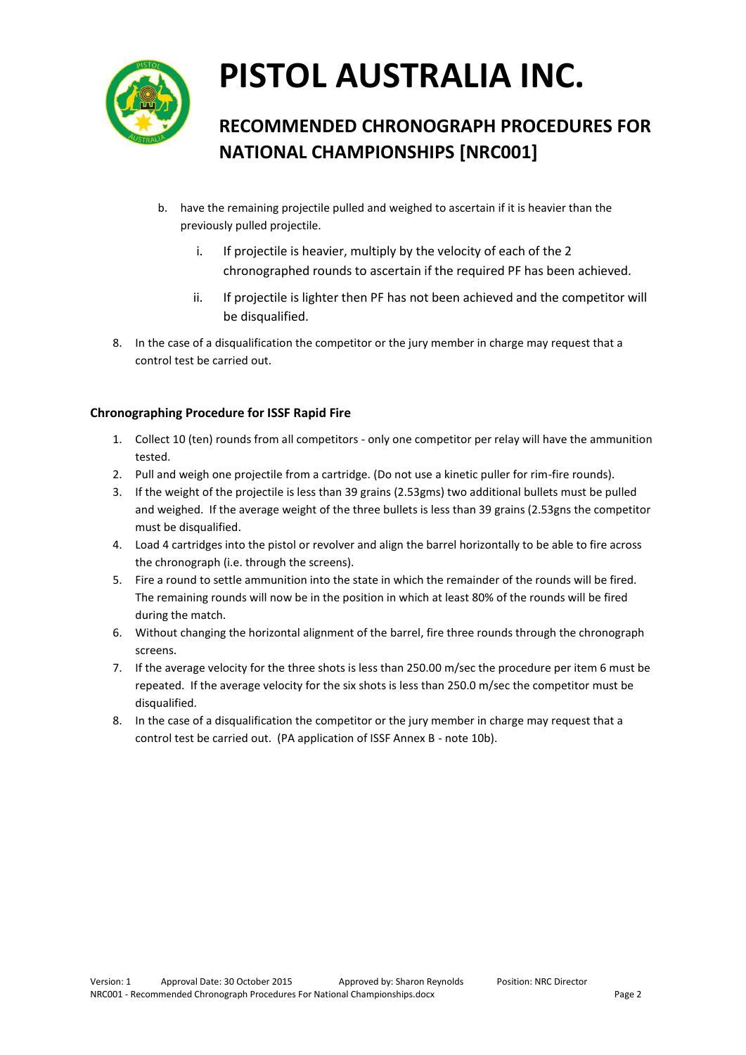b. have the remaining projectile pulled and weighed to ascertain if it is heavier than the previously pulled projectile.

   i. If projectile is heavier, multiply by the velocity of each of the 2 chronographed rounds to ascertain if the required PF has been achieved.

   ii. If projectile is lighter then PF has not been achieved and the competitor will be disqualified.

8. In the case of a disqualification the competitor or the jury member in charge may request that a control test be carried out.

### Chronographing Procedure for ISSF Rapid Fire

1. Collect 10 (ten) rounds from all competitors - only one competitor per relay will have the ammunition tested.
2. Pull and weigh one projectile from a cartridge. (Do not use a kinetic puller for rim-fire rounds).
3. If the weight of the projectile is less than 39 grains (2.53gms) two additional bullets must be pulled and weighed. If the average weight of the three bullets is less than 39 grains (2.53gns the competitor must be disqualified.
4. Load 4 cartridges into the pistol or revolver and align the barrel horizontally to be able to fire across the chronograph (i.e. through the screens).
5. Fire a round to settle ammunition into the state in which the remainder of the rounds will be fired. The remaining rounds will now be in the position in which at least 80% of the rounds will be fired during the match.
6. Without changing the horizontal alignment of the barrel, fire three rounds through the chronograph screens.
7. If the average velocity for the three shots is less than 250.00 m/sec the procedure per item 6 must be repeated. If the average velocity for the six shots is less than 250.0 m/sec the competitor must be disqualified.
8. In the case of a disqualification the competitor or the jury member in charge may request that a control test be carried out. (PA application of ISSF Annex B - note 10b).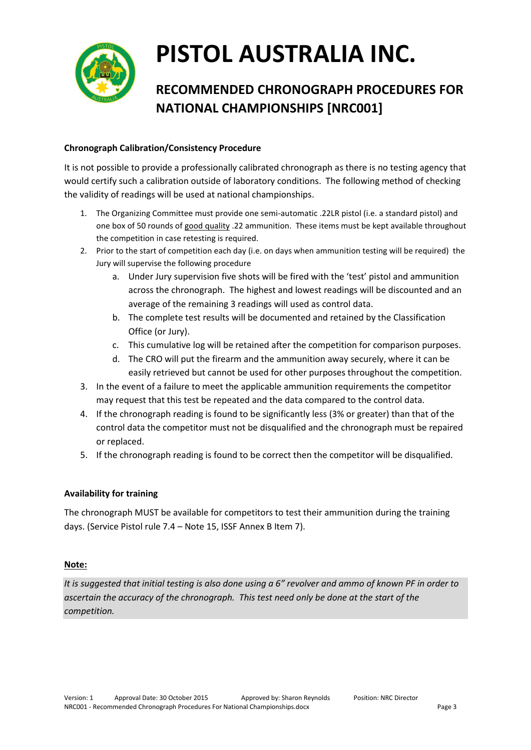# PISTOL AUSTRALIA INC.

## RECOMMENDED CHRONOGRAPH PROCEDURES FOR NATIONAL CHAMPIONSHIPS [NRC001]

**Chronograph Calibration/Consistency Procedure**

It is not possible to provide a professionally calibrated chronograph as there is no testing agency that would certify such a calibration outside of laboratory conditions. The following method of checking the validity of readings will be used at national championships.

1. The Organizing Committee must provide one semi-automatic .22LR pistol (i.e. a standard pistol) and one box of 50 rounds of <u>good quality</u> .22 ammunition. These items must be kept available throughout the competition in case retesting is required.
2. Prior to the start of competition each day (i.e. on days when ammunition testing will be required) the Jury will supervise the following procedure
   a. Under Jury supervision five shots will be fired with the 'test' pistol and ammunition across the chronograph. The highest and lowest readings will be discounted and an average of the remaining 3 readings will used as control data.
   b. The complete test results will be documented and retained by the Classification Office (or Jury).
   c. This cumulative log will be retained after the competition for comparison purposes.
   d. The CRO will put the firearm and the ammunition away securely, where it can be easily retrieved but cannot be used for other purposes throughout the competition.
3. In the event of a failure to meet the applicable ammunition requirements the competitor may request that this test be repeated and the data compared to the control data.
4. If the chronograph reading is found to be significantly less (3% or greater) than that of the control data the competitor must not be disqualified and the chronograph must be repaired or replaced.
5. If the chronograph reading is found to be correct then the competitor will be disqualified.

**Availability for training**

The chronograph MUST be available for competitors to test their ammunition during the training days. (Service Pistol rule 7.4 – Note 15, ISSF Annex B Item 7).

**<u>Note:</u>**

*It is suggested that initial testing is also done using a 6" revolver and ammo of known PF in order to ascertain the accuracy of the chronograph. This test need only be done at the start of the competition.*